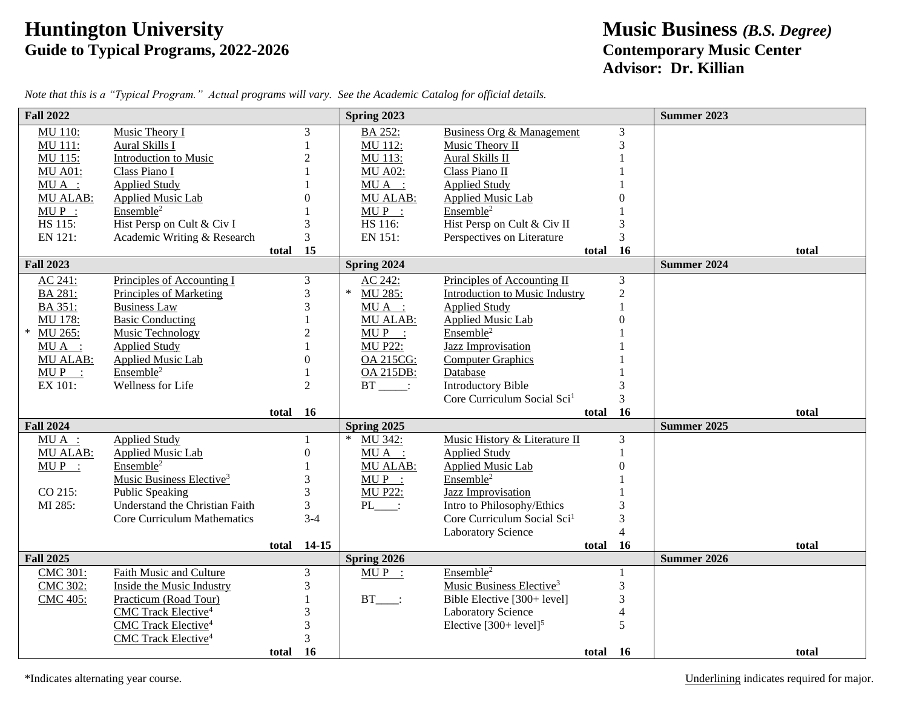# Huntington University
## Guide to Typical Programs, 2022-2026

# Music Business *(B.S. Degree)*
## Contemporary Music Center
## Advisor: Dr. Killian

*Note that this is a "Typical Program." Actual programs will vary. See the Academic Catalog for official details.*

### Fall 2022

| Course | Title | Credits |
|---|---|---|
| MU 110: | Music Theory I | 3 |
| MU 111: | Aural Skills I | 1 |
| MU 115: | Introduction to Music | 2 |
| MU A01: | Class Piano I | 1 |
| MU A __: | Applied Study | 1 |
| MU ALAB: | Applied Music Lab | 0 |
| MU P __: | Ensemble[2] | 1 |
| HS 115: | Hist Persp on Cult & Civ I | 3 |
| EN 121: | Academic Writing & Research | 3 |
| | **total** | **15** |

### Spring 2023

| Course | Title | Credits |
|---|---|---|
| BA 252: | Business Org & Management | 3 |
| MU 112: | Music Theory II | 3 |
| MU 113: | Aural Skills II | 1 |
| MU A02: | Class Piano II | 1 |
| MU A __: | Applied Study | 1 |
| MU ALAB: | Applied Music Lab | 0 |
| MU P __: | Ensemble[2] | 1 |
| HS 116: | Hist Persp on Cult & Civ II | 3 |
| EN 151: | Perspectives on Literature | 3 |
| | **total** | **16** |

### Summer 2023

| Course | Title | Credits |
|---|---|---|
| | **total** | |

### Fall 2023

| Course | Title | Credits |
|---|---|---|
| AC 241: | Principles of Accounting I | 3 |
| BA 281: | Principles of Marketing | 3 |
| BA 351: | Business Law | 3 |
| MU 178: | Basic Conducting | 1 |
| * MU 265: | Music Technology | 2 |
| MU A __: | Applied Study | 1 |
| MU ALAB: | Applied Music Lab | 0 |
| MU P __: | Ensemble[2] | 1 |
| EX 101: | Wellness for Life | 2 |
| | **total** | **16** |

### Spring 2024

| Course | Title | Credits |
|---|---|---|
| AC 242: | Principles of Accounting II | 3 |
| * MU 285: | Introduction to Music Industry | 2 |
| MU A __: | Applied Study | 1 |
| MU ALAB: | Applied Music Lab | 0 |
| MU P __: | Ensemble[2] | 1 |
| MU P22: | Jazz Improvisation | 1 |
| OA 215CG: | Computer Graphics | 1 |
| OA 215DB: | Database | 1 |
| BT _____: | Introductory Bible | 3 |
| | Core Curriculum Social Sci[1] | 3 |
| | **total** | **16** |

### Summer 2024

| Course | Title | Credits |
|---|---|---|
| | **total** | |

### Fall 2024

| Course | Title | Credits |
|---|---|---|
| MU A __: | Applied Study | 1 |
| MU ALAB: | Applied Music Lab | 0 |
| MU P __: | Ensemble[2] | 1 |
| | Music Business Elective[3] | 3 |
| CO 215: | Public Speaking | 3 |
| MI 285: | Understand the Christian Faith | 3 |
| | Core Curriculum Mathematics | 3-4 |
| | **total** | **14-15** |

### Spring 2025

| Course | Title | Credits |
|---|---|---|
| * MU 342: | Music History & Literature II | 3 |
| MU A __: | Applied Study | 1 |
| MU ALAB: | Applied Music Lab | 0 |
| MU P __: | Ensemble[2] | 1 |
| MU P22: | Jazz Improvisation | 1 |
| PL____: | Intro to Philosophy/Ethics | 3 |
| | Core Curriculum Social Sci[1] | 3 |
| | Laboratory Science | 4 |
| | **total** | **16** |

### Summer 2025

| Course | Title | Credits |
|---|---|---|
| | **total** | |

### Fall 2025

| Course | Title | Credits |
|---|---|---|
| CMC 301: | Faith Music and Culture | 3 |
| CMC 302: | Inside the Music Industry | 3 |
| CMC 405: | Practicum (Road Tour) | 1 |
| | CMC Track Elective[4] | 3 |
| | CMC Track Elective[4] | 3 |
| | CMC Track Elective[4] | 3 |
| | **total** | **16** |

### Spring 2026

| Course | Title | Credits |
|---|---|---|
| MU P __: | Ensemble[2] | 1 |
| | Music Business Elective[3] | 3 |
| BT____: | Bible Elective [300+ level] | 3 |
| | Laboratory Science | 4 |
| | Elective [300+ level][5] | 5 |
| | **total** | **16** |

### Summer 2026

| Course | Title | Credits |
|---|---|---|
| | **total** | |

*Indicates alternating year course.

Underlining indicates required for major.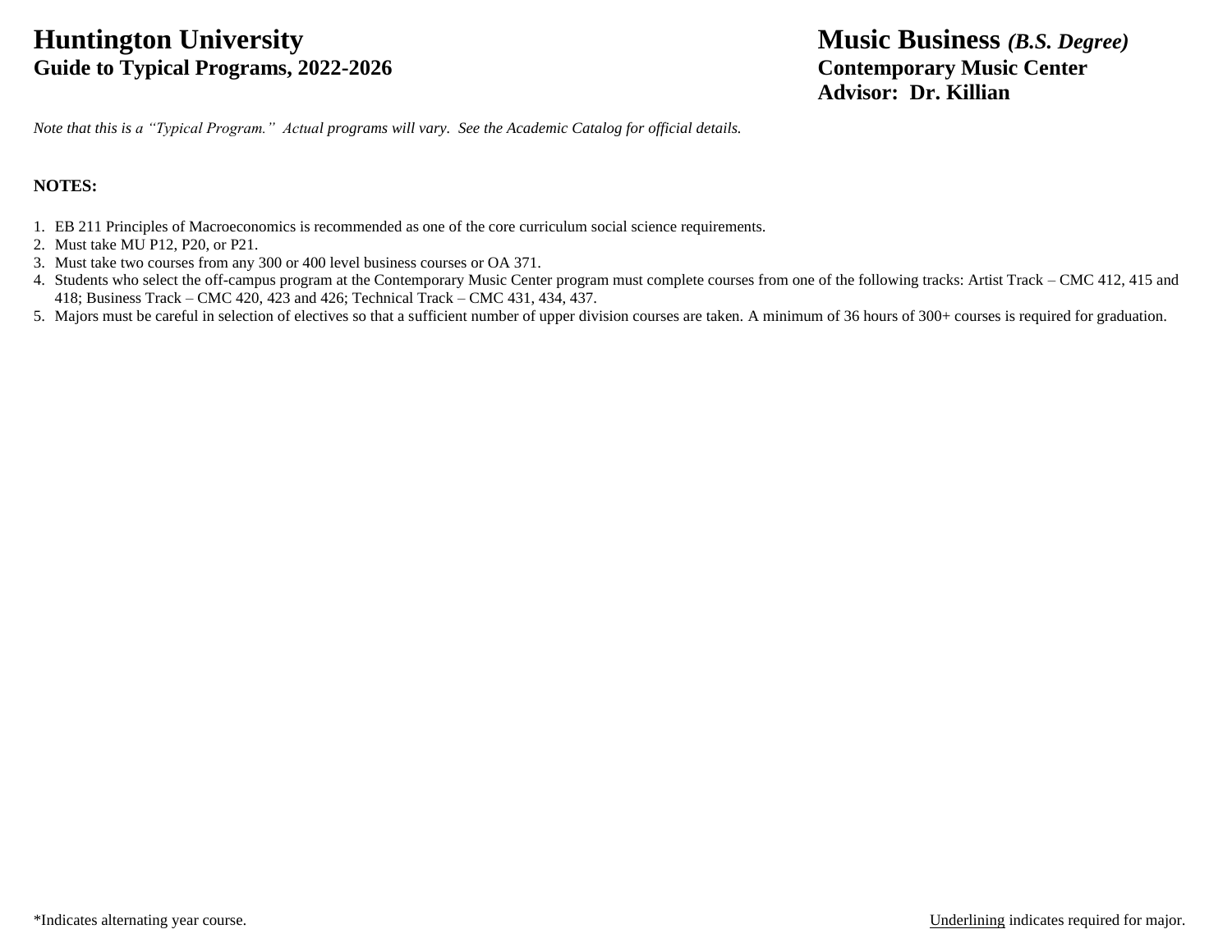# Huntington University
## Guide to Typical Programs, 2022-2026

# Music Business *(B.S. Degree)*
## Contemporary Music Center
## Advisor: Dr. Killian

*Note that this is a "Typical Program." Actual programs will vary. See the Academic Catalog for official details.*

**NOTES:**

1. EB 211 Principles of Macroeconomics is recommended as one of the core curriculum social science requirements.
2. Must take MU P12, P20, or P21.
3. Must take two courses from any 300 or 400 level business courses or OA 371.
4. Students who select the off-campus program at the Contemporary Music Center program must complete courses from one of the following tracks: Artist Track – CMC 412, 415 and 418; Business Track – CMC 420, 423 and 426; Technical Track – CMC 431, 434, 437.
5. Majors must be careful in selection of electives so that a sufficient number of upper division courses are taken. A minimum of 36 hours of 300+ courses is required for graduation.

*Indicates alternating year course.

Underlining indicates required for major.